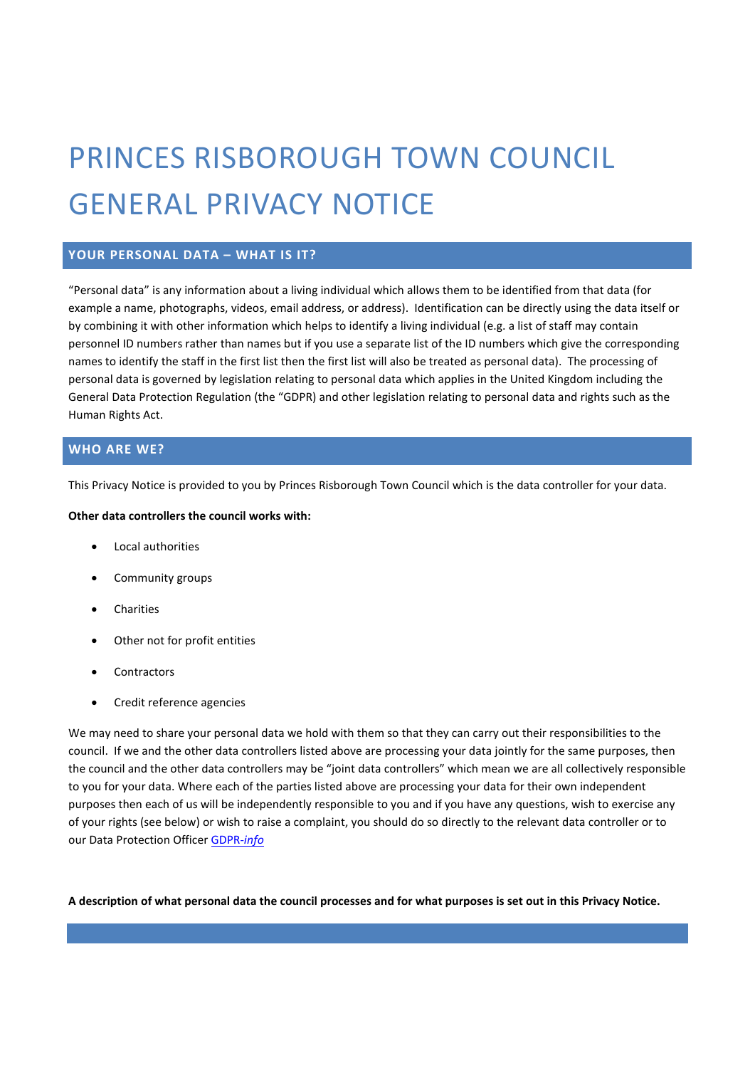# PRINCES RISBOROUGH TOWN COUNCIL GENERAL PRIVACY NOTICE

## YOUR PERSONAL DATA – WHAT IS IT?

"Personal data" is any information about a living individual which allows them to be identified from that data (for example a name, photographs, videos, email address, or address). Identification can be directly using the data itself or by combining it with other information which helps to identify a living individual (e.g. a list of staff may contain personnel ID numbers rather than names but if you use a separate list of the ID numbers which give the corresponding names to identify the staff in the first list then the first list will also be treated as personal data). The processing of personal data is governed by legislation relating to personal data which applies in the United Kingdom including the General Data Protection Regulation (the "GDPR) and other legislation relating to personal data and rights such as the Human Rights Act.

## WHO ARE WE?

This Privacy Notice is provided to you by Princes Risborough Town Council which is the data controller for your data.

**Other data controllers the council works with:**

- Local authorities
- Community groups
- Charities
- Other not for profit entities
- Contractors
- Credit reference agencies

We may need to share your personal data we hold with them so that they can carry out their responsibilities to the council. If we and the other data controllers listed above are processing your data jointly for the same purposes, then the council and the other data controllers may be "joint data controllers" which mean we are all collectively responsible to you for your data. Where each of the parties listed above are processing your data for their own independent purposes then each of us will be independently responsible to you and if you have any questions, wish to exercise any of your rights (see below) or wish to raise a complaint, you should do so directly to the relevant data controller or to our Data Protection Officer GDPR-*info*

**A description of what personal data the council processes and for what purposes is set out in this Privacy Notice.**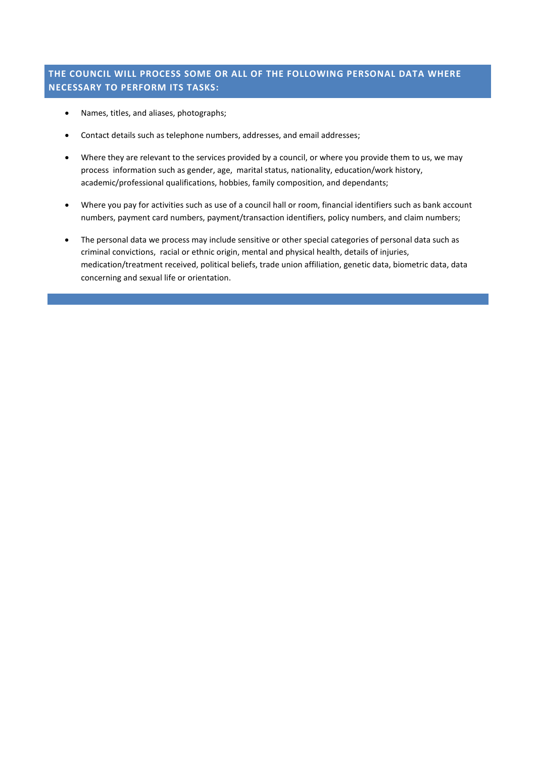## THE COUNCIL WILL PROCESS SOME OR ALL OF THE FOLLOWING PERSONAL DATA WHERE NECESSARY TO PERFORM ITS TASKS:

- Names, titles, and aliases, photographs;
- Contact details such as telephone numbers, addresses, and email addresses;
- Where they are relevant to the services provided by a council, or where you provide them to us, we may process information such as gender, age, marital status, nationality, education/work history, academic/professional qualifications, hobbies, family composition, and dependants;
- Where you pay for activities such as use of a council hall or room, financial identifiers such as bank account numbers, payment card numbers, payment/transaction identifiers, policy numbers, and claim numbers;
- The personal data we process may include sensitive or other special categories of personal data such as criminal convictions, racial or ethnic origin, mental and physical health, details of injuries, medication/treatment received, political beliefs, trade union affiliation, genetic data, biometric data, data concerning and sexual life or orientation.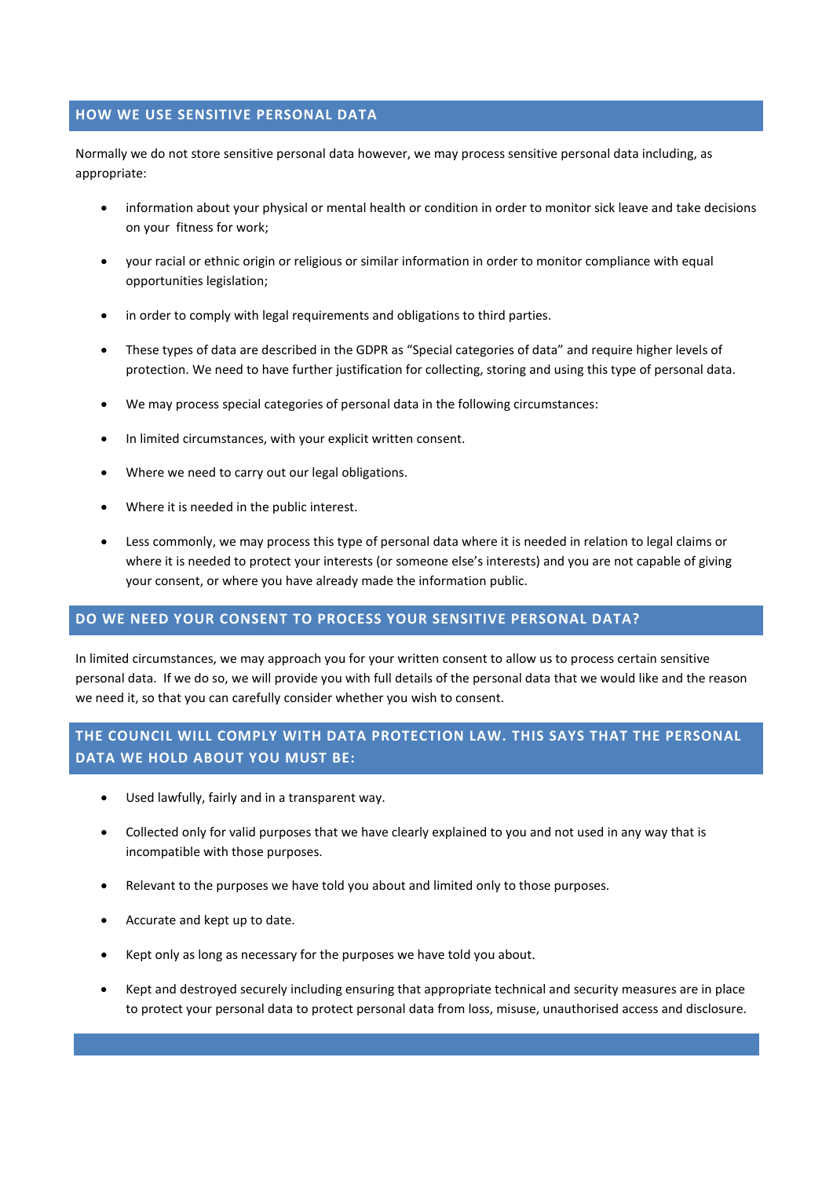## HOW WE USE SENSITIVE PERSONAL DATA

Normally we do not store sensitive personal data however, we may process sensitive personal data including, as appropriate:

- information about your physical or mental health or condition in order to monitor sick leave and take decisions on your fitness for work;
- your racial or ethnic origin or religious or similar information in order to monitor compliance with equal opportunities legislation;
- in order to comply with legal requirements and obligations to third parties.
- These types of data are described in the GDPR as "Special categories of data" and require higher levels of protection. We need to have further justification for collecting, storing and using this type of personal data.
- We may process special categories of personal data in the following circumstances:
- In limited circumstances, with your explicit written consent.
- Where we need to carry out our legal obligations.
- Where it is needed in the public interest.
- Less commonly, we may process this type of personal data where it is needed in relation to legal claims or where it is needed to protect your interests (or someone else's interests) and you are not capable of giving your consent, or where you have already made the information public.

## DO WE NEED YOUR CONSENT TO PROCESS YOUR SENSITIVE PERSONAL DATA?

In limited circumstances, we may approach you for your written consent to allow us to process certain sensitive personal data. If we do so, we will provide you with full details of the personal data that we would like and the reason we need it, so that you can carefully consider whether you wish to consent.

## THE COUNCIL WILL COMPLY WITH DATA PROTECTION LAW. THIS SAYS THAT THE PERSONAL DATA WE HOLD ABOUT YOU MUST BE:

- Used lawfully, fairly and in a transparent way.
- Collected only for valid purposes that we have clearly explained to you and not used in any way that is incompatible with those purposes.
- Relevant to the purposes we have told you about and limited only to those purposes.
- Accurate and kept up to date.
- Kept only as long as necessary for the purposes we have told you about.
- Kept and destroyed securely including ensuring that appropriate technical and security measures are in place to protect your personal data to protect personal data from loss, misuse, unauthorised access and disclosure.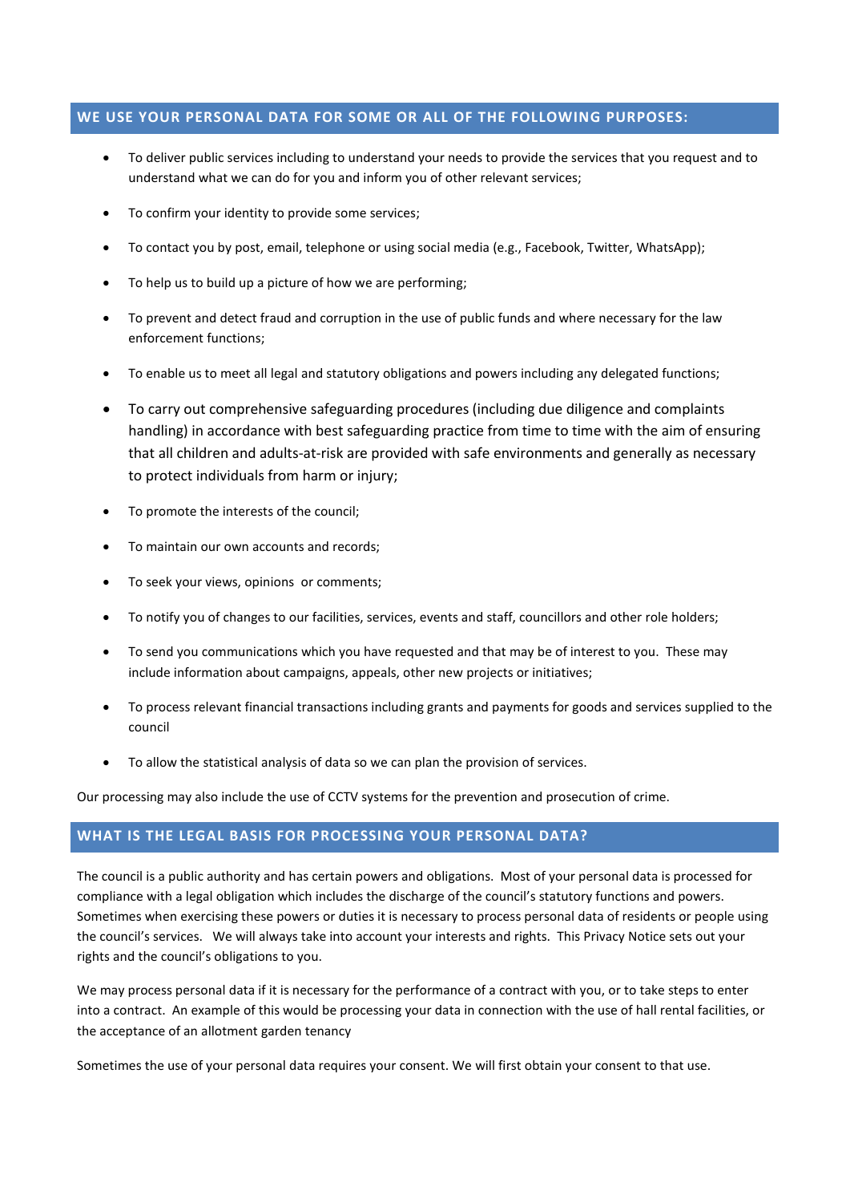## WE USE YOUR PERSONAL DATA FOR SOME OR ALL OF THE FOLLOWING PURPOSES:

- To deliver public services including to understand your needs to provide the services that you request and to understand what we can do for you and inform you of other relevant services;
- To confirm your identity to provide some services;
- To contact you by post, email, telephone or using social media (e.g., Facebook, Twitter, WhatsApp);
- To help us to build up a picture of how we are performing;
- To prevent and detect fraud and corruption in the use of public funds and where necessary for the law enforcement functions;
- To enable us to meet all legal and statutory obligations and powers including any delegated functions;
- To carry out comprehensive safeguarding procedures (including due diligence and complaints handling) in accordance with best safeguarding practice from time to time with the aim of ensuring that all children and adults-at-risk are provided with safe environments and generally as necessary to protect individuals from harm or injury;
- To promote the interests of the council;
- To maintain our own accounts and records;
- To seek your views, opinions or comments;
- To notify you of changes to our facilities, services, events and staff, councillors and other role holders;
- To send you communications which you have requested and that may be of interest to you. These may include information about campaigns, appeals, other new projects or initiatives;
- To process relevant financial transactions including grants and payments for goods and services supplied to the council
- To allow the statistical analysis of data so we can plan the provision of services.

Our processing may also include the use of CCTV systems for the prevention and prosecution of crime.

## WHAT IS THE LEGAL BASIS FOR PROCESSING YOUR PERSONAL DATA?

The council is a public authority and has certain powers and obligations. Most of your personal data is processed for compliance with a legal obligation which includes the discharge of the council's statutory functions and powers. Sometimes when exercising these powers or duties it is necessary to process personal data of residents or people using the council's services. We will always take into account your interests and rights. This Privacy Notice sets out your rights and the council's obligations to you.

We may process personal data if it is necessary for the performance of a contract with you, or to take steps to enter into a contract. An example of this would be processing your data in connection with the use of hall rental facilities, or the acceptance of an allotment garden tenancy

Sometimes the use of your personal data requires your consent. We will first obtain your consent to that use.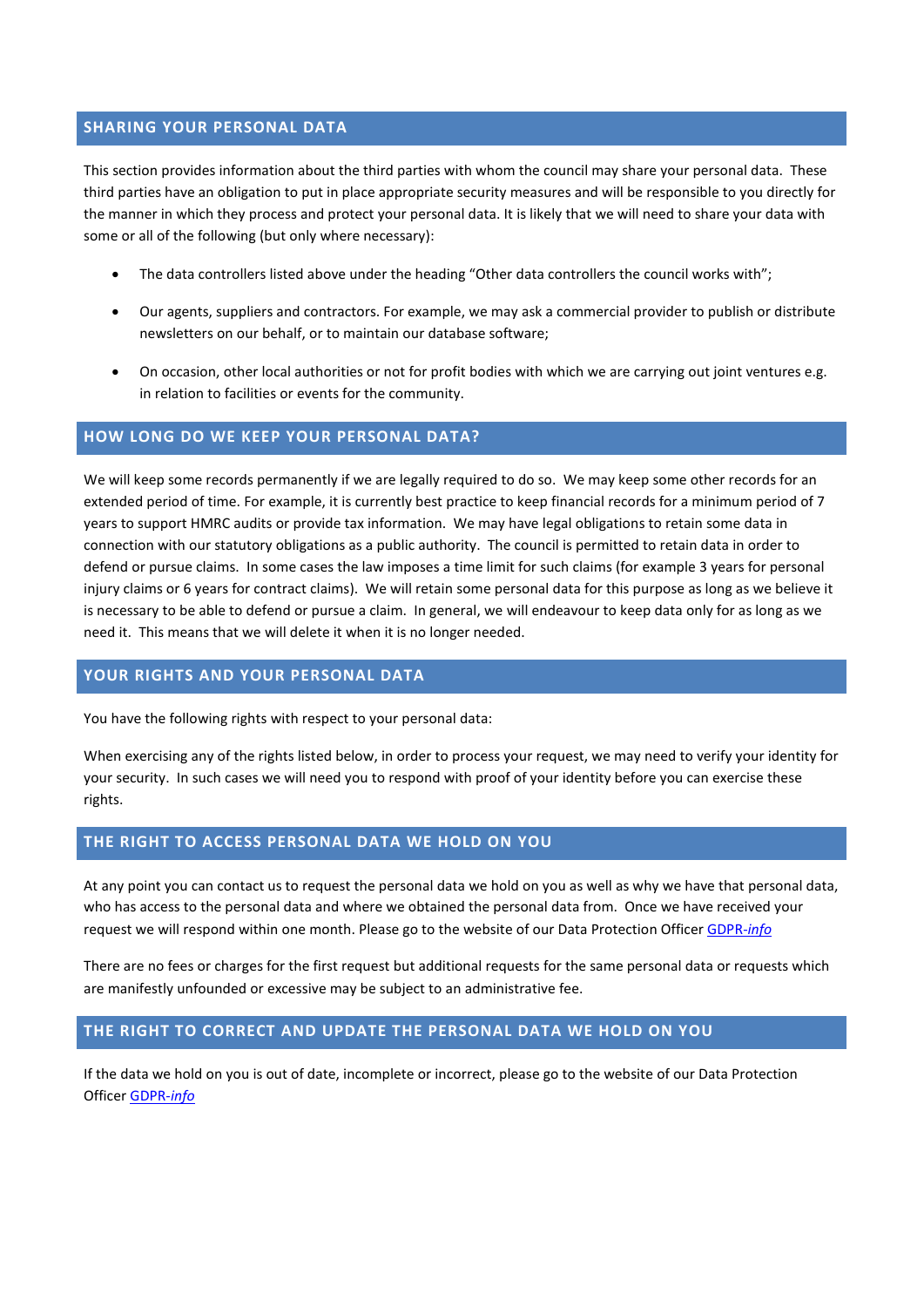## SHARING YOUR PERSONAL DATA

This section provides information about the third parties with whom the council may share your personal data. These third parties have an obligation to put in place appropriate security measures and will be responsible to you directly for the manner in which they process and protect your personal data. It is likely that we will need to share your data with some or all of the following (but only where necessary):

- The data controllers listed above under the heading "Other data controllers the council works with";
- Our agents, suppliers and contractors. For example, we may ask a commercial provider to publish or distribute newsletters on our behalf, or to maintain our database software;
- On occasion, other local authorities or not for profit bodies with which we are carrying out joint ventures e.g. in relation to facilities or events for the community.

## HOW LONG DO WE KEEP YOUR PERSONAL DATA?

We will keep some records permanently if we are legally required to do so. We may keep some other records for an extended period of time. For example, it is currently best practice to keep financial records for a minimum period of 7 years to support HMRC audits or provide tax information. We may have legal obligations to retain some data in connection with our statutory obligations as a public authority. The council is permitted to retain data in order to defend or pursue claims. In some cases the law imposes a time limit for such claims (for example 3 years for personal injury claims or 6 years for contract claims). We will retain some personal data for this purpose as long as we believe it is necessary to be able to defend or pursue a claim. In general, we will endeavour to keep data only for as long as we need it. This means that we will delete it when it is no longer needed.

## YOUR RIGHTS AND YOUR PERSONAL DATA

You have the following rights with respect to your personal data:

When exercising any of the rights listed below, in order to process your request, we may need to verify your identity for your security. In such cases we will need you to respond with proof of your identity before you can exercise these rights.

## THE RIGHT TO ACCESS PERSONAL DATA WE HOLD ON YOU

At any point you can contact us to request the personal data we hold on you as well as why we have that personal data, who has access to the personal data and where we obtained the personal data from. Once we have received your request we will respond within one month. Please go to the website of our Data Protection Officer GDPR-*info*

There are no fees or charges for the first request but additional requests for the same personal data or requests which are manifestly unfounded or excessive may be subject to an administrative fee.

## THE RIGHT TO CORRECT AND UPDATE THE PERSONAL DATA WE HOLD ON YOU

If the data we hold on you is out of date, incomplete or incorrect, please go to the website of our Data Protection Officer GDPR-*info*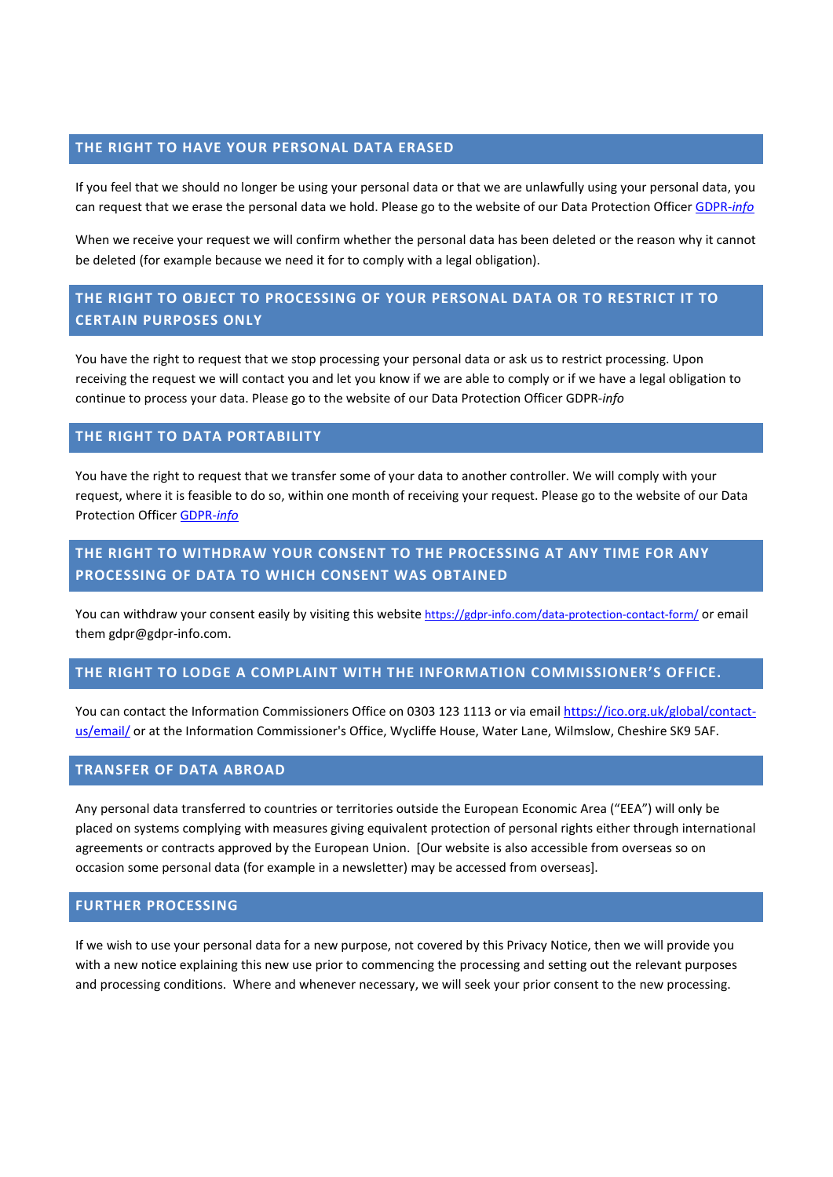## THE RIGHT TO HAVE YOUR PERSONAL DATA ERASED

If you feel that we should no longer be using your personal data or that we are unlawfully using your personal data, you can request that we erase the personal data we hold. Please go to the website of our Data Protection Officer GDPR-*info*

When we receive your request we will confirm whether the personal data has been deleted or the reason why it cannot be deleted (for example because we need it for to comply with a legal obligation).

## THE RIGHT TO OBJECT TO PROCESSING OF YOUR PERSONAL DATA OR TO RESTRICT IT TO CERTAIN PURPOSES ONLY

You have the right to request that we stop processing your personal data or ask us to restrict processing. Upon receiving the request we will contact you and let you know if we are able to comply or if we have a legal obligation to continue to process your data. Please go to the website of our Data Protection Officer GDPR-*info*

## THE RIGHT TO DATA PORTABILITY

You have the right to request that we transfer some of your data to another controller. We will comply with your request, where it is feasible to do so, within one month of receiving your request. Please go to the website of our Data Protection Officer GDPR-*info*

## THE RIGHT TO WITHDRAW YOUR CONSENT TO THE PROCESSING AT ANY TIME FOR ANY PROCESSING OF DATA TO WHICH CONSENT WAS OBTAINED

You can withdraw your consent easily by visiting this website https://gdpr-info.com/data-protection-contact-form/ or email them gdpr@gdpr-info.com.

## THE RIGHT TO LODGE A COMPLAINT WITH THE INFORMATION COMMISSIONER'S OFFICE.

You can contact the Information Commissioners Office on 0303 123 1113 or via email https://ico.org.uk/global/contact-us/email/ or at the Information Commissioner's Office, Wycliffe House, Water Lane, Wilmslow, Cheshire SK9 5AF.

## TRANSFER OF DATA ABROAD

Any personal data transferred to countries or territories outside the European Economic Area ("EEA") will only be placed on systems complying with measures giving equivalent protection of personal rights either through international agreements or contracts approved by the European Union. [Our website is also accessible from overseas so on occasion some personal data (for example in a newsletter) may be accessed from overseas].

## FURTHER PROCESSING

If we wish to use your personal data for a new purpose, not covered by this Privacy Notice, then we will provide you with a new notice explaining this new use prior to commencing the processing and setting out the relevant purposes and processing conditions. Where and whenever necessary, we will seek your prior consent to the new processing.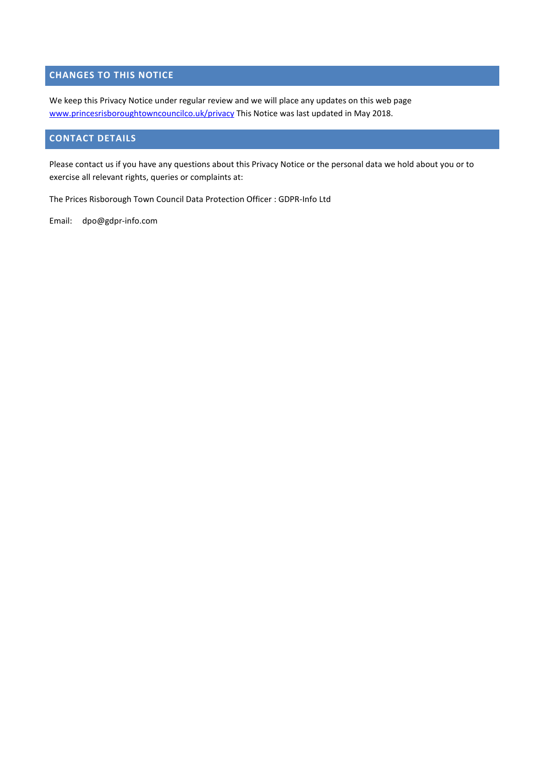## CHANGES TO THIS NOTICE

We keep this Privacy Notice under regular review and we will place any updates on this web page [www.princesrisboroughtowncouncilco.uk/privacy](www.princesrisboroughtowncouncilco.uk/privacy) This Notice was last updated in May 2018.

## CONTACT DETAILS

Please contact us if you have any questions about this Privacy Notice or the personal data we hold about you or to exercise all relevant rights, queries or complaints at:

The Prices Risborough Town Council Data Protection Officer : GDPR-Info Ltd

Email: dpo@gdpr-info.com